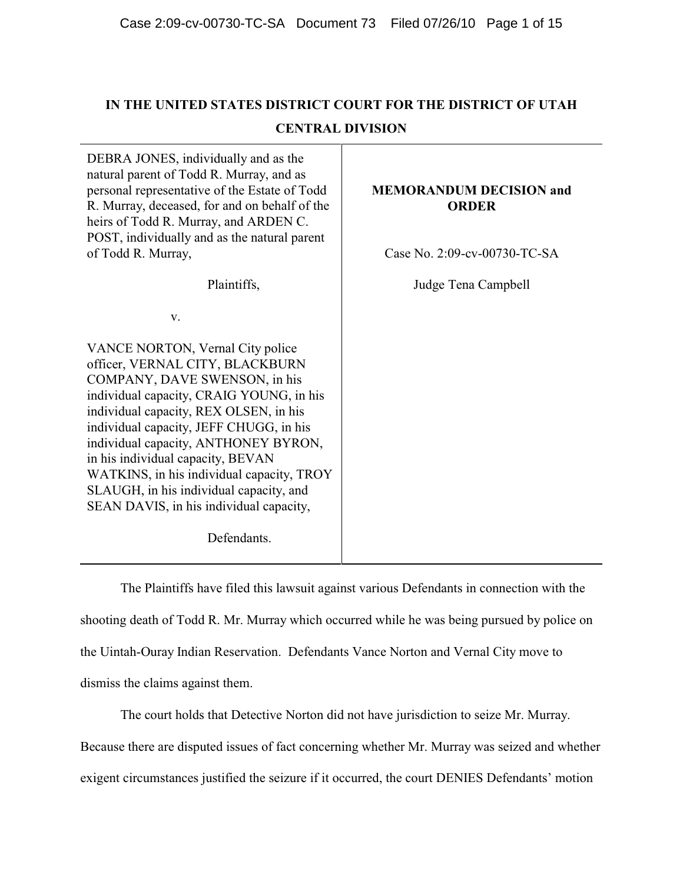# IN THE UNITED STATES DISTRICT COURT FOR THE DISTRICT OF UTAH

## CENTRAL DIVISION

| | |
|---|---|
| DEBRA JONES, individually and as the natural parent of Todd R. Murray, and as personal representative of the Estate of Todd R. Murray, deceased, for and on behalf of the heirs of Todd R. Murray, and ARDEN C. POST, individually and as the natural parent of Todd R. Murray,<br><br>Plaintiffs,<br><br>v.<br><br>VANCE NORTON, Vernal City police officer, VERNAL CITY, BLACKBURN COMPANY, DAVE SWENSON, in his individual capacity, CRAIG YOUNG, in his individual capacity, REX OLSEN, in his individual capacity, JEFF CHUGG, in his individual capacity, ANTHONEY BYRON, in his individual capacity, BEVAN WATKINS, in his individual capacity, TROY SLAUGH, in his individual capacity, and SEAN DAVIS, in his individual capacity,<br><br>Defendants. | **MEMORANDUM DECISION and ORDER**<br><br>Case No. 2:09-cv-00730-TC-SA<br><br>Judge Tena Campbell |

The Plaintiffs have filed this lawsuit against various Defendants in connection with the shooting death of Todd R. Mr. Murray which occurred while he was being pursued by police on the Uintah-Ouray Indian Reservation. Defendants Vance Norton and Vernal City move to dismiss the claims against them.

The court holds that Detective Norton did not have jurisdiction to seize Mr. Murray. Because there are disputed issues of fact concerning whether Mr. Murray was seized and whether exigent circumstances justified the seizure if it occurred, the court DENIES Defendants' motion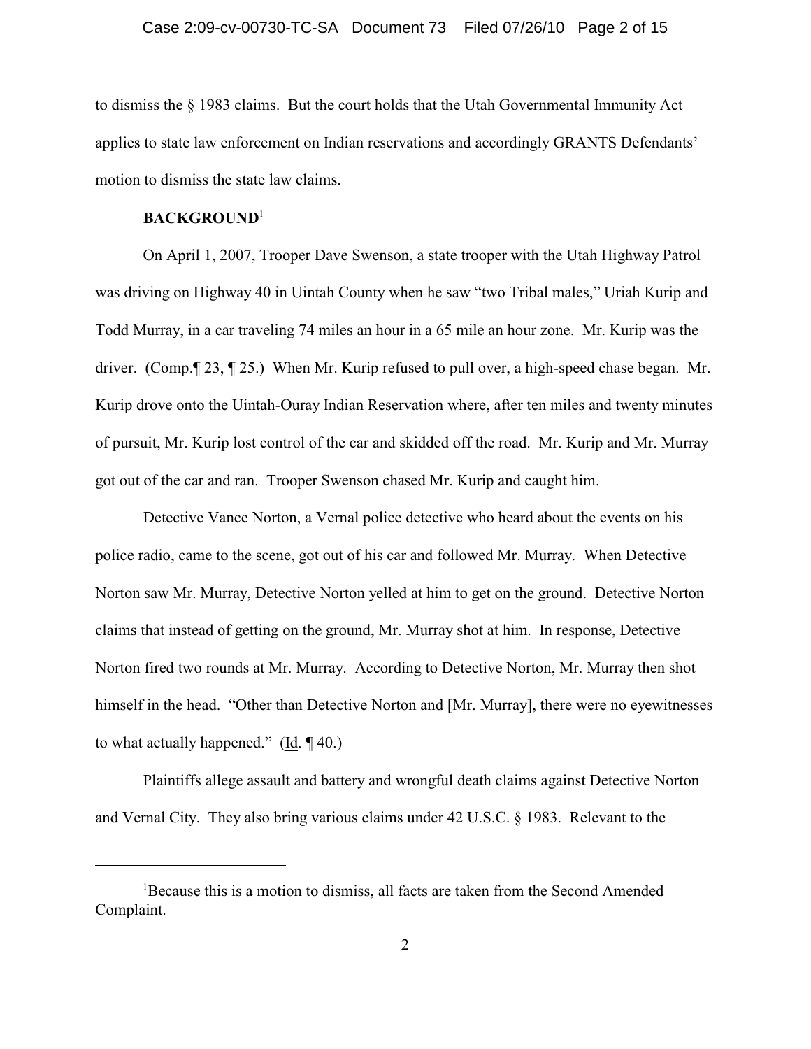to dismiss the § 1983 claims. But the court holds that the Utah Governmental Immunity Act applies to state law enforcement on Indian reservations and accordingly GRANTS Defendants' motion to dismiss the state law claims.

**BACKGROUND**[1]

On April 1, 2007, Trooper Dave Swenson, a state trooper with the Utah Highway Patrol was driving on Highway 40 in Uintah County when he saw "two Tribal males," Uriah Kurip and Todd Murray, in a car traveling 74 miles an hour in a 65 mile an hour zone. Mr. Kurip was the driver. (Comp.¶ 23, ¶ 25.) When Mr. Kurip refused to pull over, a high-speed chase began. Mr. Kurip drove onto the Uintah-Ouray Indian Reservation where, after ten miles and twenty minutes of pursuit, Mr. Kurip lost control of the car and skidded off the road. Mr. Kurip and Mr. Murray got out of the car and ran. Trooper Swenson chased Mr. Kurip and caught him.

Detective Vance Norton, a Vernal police detective who heard about the events on his police radio, came to the scene, got out of his car and followed Mr. Murray. When Detective Norton saw Mr. Murray, Detective Norton yelled at him to get on the ground. Detective Norton claims that instead of getting on the ground, Mr. Murray shot at him. In response, Detective Norton fired two rounds at Mr. Murray. According to Detective Norton, Mr. Murray then shot himself in the head. "Other than Detective Norton and [Mr. Murray], there were no eyewitnesses to what actually happened." (Id. ¶ 40.)

Plaintiffs allege assault and battery and wrongful death claims against Detective Norton and Vernal City. They also bring various claims under 42 U.S.C. § 1983. Relevant to the

---

[1] Because this is a motion to dismiss, all facts are taken from the Second Amended Complaint.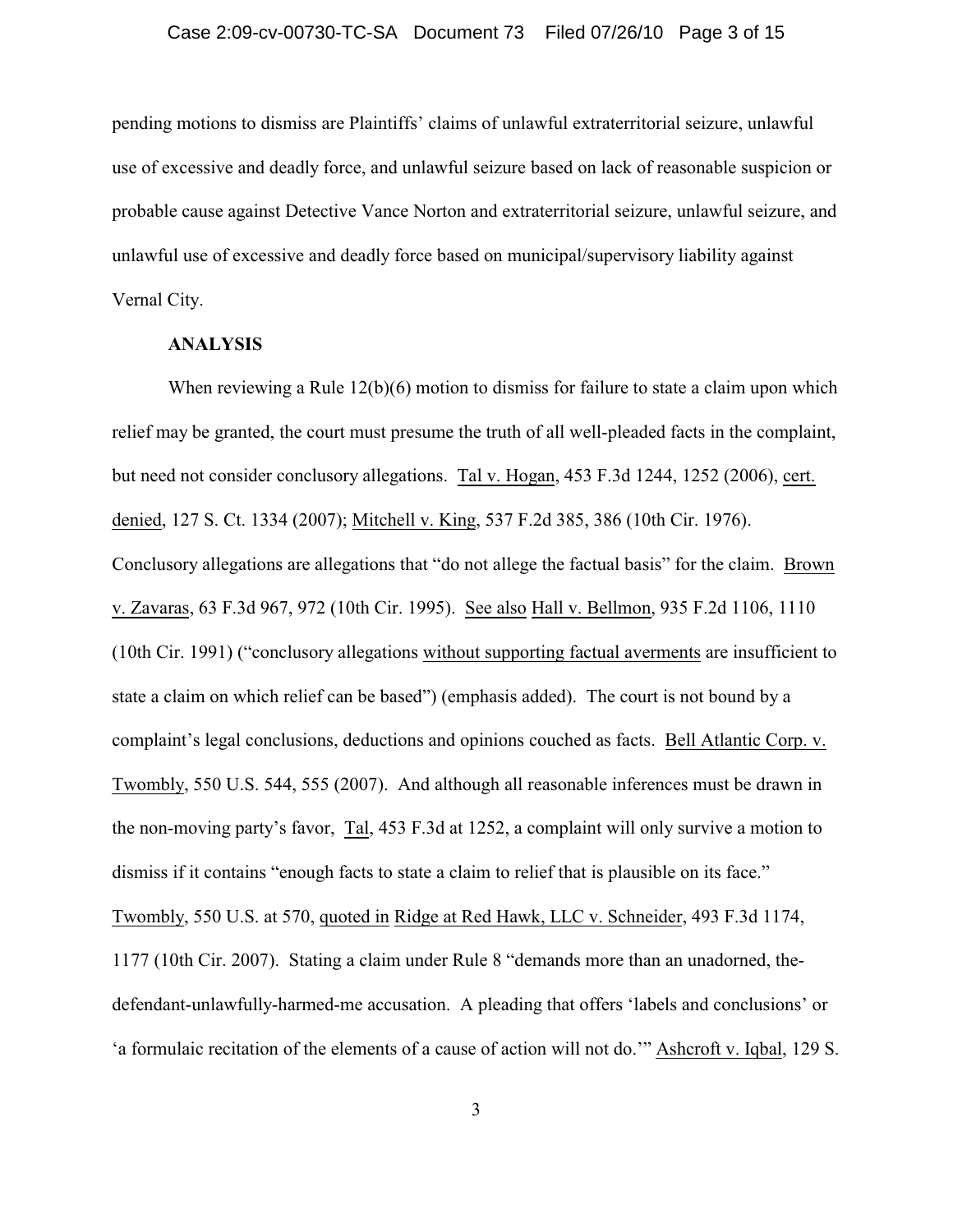pending motions to dismiss are Plaintiffs' claims of unlawful extraterritorial seizure, unlawful use of excessive and deadly force, and unlawful seizure based on lack of reasonable suspicion or probable cause against Detective Vance Norton and extraterritorial seizure, unlawful seizure, and unlawful use of excessive and deadly force based on municipal/supervisory liability against Vernal City.

**ANALYSIS**

When reviewing a Rule 12(b)(6) motion to dismiss for failure to state a claim upon which relief may be granted, the court must presume the truth of all well-pleaded facts in the complaint, but need not consider conclusory allegations. Tal v. Hogan, 453 F.3d 1244, 1252 (2006), cert. denied, 127 S. Ct. 1334 (2007); Mitchell v. King, 537 F.2d 385, 386 (10th Cir. 1976). Conclusory allegations are allegations that "do not allege the factual basis" for the claim. Brown v. Zavaras, 63 F.3d 967, 972 (10th Cir. 1995). See also Hall v. Bellmon, 935 F.2d 1106, 1110 (10th Cir. 1991) ("conclusory allegations without supporting factual averments are insufficient to state a claim on which relief can be based") (emphasis added). The court is not bound by a complaint's legal conclusions, deductions and opinions couched as facts. Bell Atlantic Corp. v. Twombly, 550 U.S. 544, 555 (2007). And although all reasonable inferences must be drawn in the non-moving party's favor, Tal, 453 F.3d at 1252, a complaint will only survive a motion to dismiss if it contains "enough facts to state a claim to relief that is plausible on its face." Twombly, 550 U.S. at 570, quoted in Ridge at Red Hawk, LLC v. Schneider, 493 F.3d 1174, 1177 (10th Cir. 2007). Stating a claim under Rule 8 "demands more than an unadorned, the-defendant-unlawfully-harmed-me accusation. A pleading that offers 'labels and conclusions' or 'a formulaic recitation of the elements of a cause of action will not do.'" Ashcroft v. Iqbal, 129 S.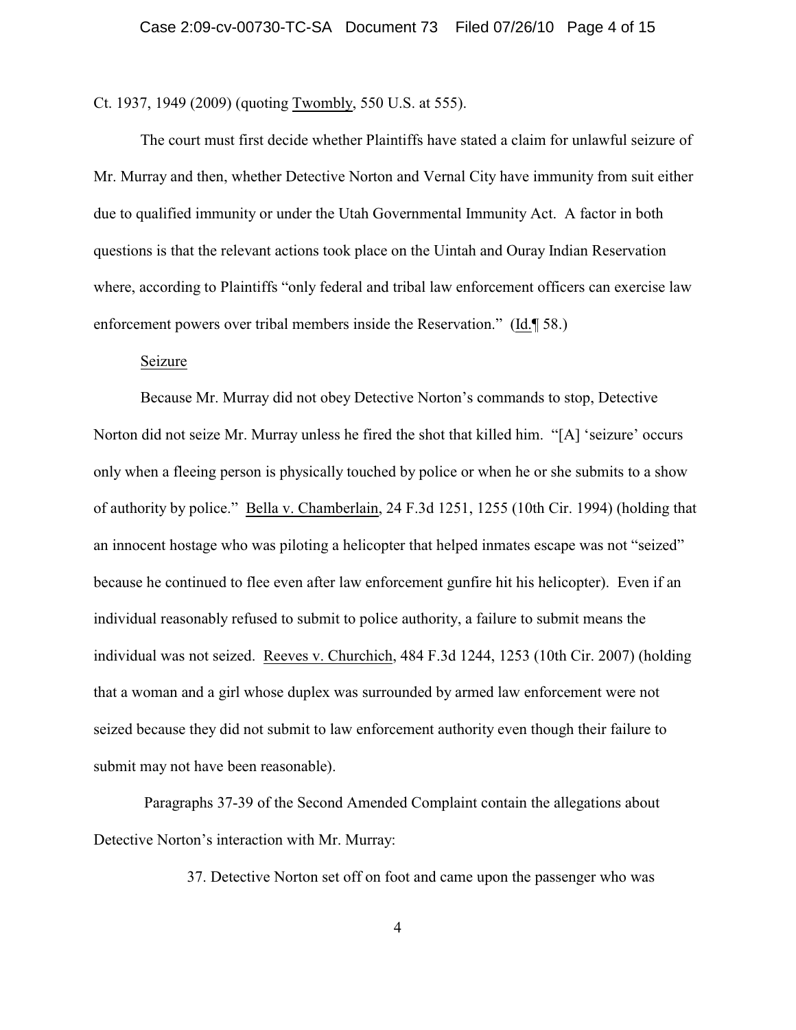Ct. 1937, 1949 (2009) (quoting Twombly, 550 U.S. at 555).

The court must first decide whether Plaintiffs have stated a claim for unlawful seizure of Mr. Murray and then, whether Detective Norton and Vernal City have immunity from suit either due to qualified immunity or under the Utah Governmental Immunity Act. A factor in both questions is that the relevant actions took place on the Uintah and Ouray Indian Reservation where, according to Plaintiffs "only federal and tribal law enforcement officers can exercise law enforcement powers over tribal members inside the Reservation." (Id.¶ 58.)

Seizure

Because Mr. Murray did not obey Detective Norton's commands to stop, Detective Norton did not seize Mr. Murray unless he fired the shot that killed him. "[A] 'seizure' occurs only when a fleeing person is physically touched by police or when he or she submits to a show of authority by police." Bella v. Chamberlain, 24 F.3d 1251, 1255 (10th Cir. 1994) (holding that an innocent hostage who was piloting a helicopter that helped inmates escape was not "seized" because he continued to flee even after law enforcement gunfire hit his helicopter). Even if an individual reasonably refused to submit to police authority, a failure to submit means the individual was not seized. Reeves v. Churchich, 484 F.3d 1244, 1253 (10th Cir. 2007) (holding that a woman and a girl whose duplex was surrounded by armed law enforcement were not seized because they did not submit to law enforcement authority even though their failure to submit may not have been reasonable).

Paragraphs 37-39 of the Second Amended Complaint contain the allegations about Detective Norton's interaction with Mr. Murray:

> 37. Detective Norton set off on foot and came upon the passenger who was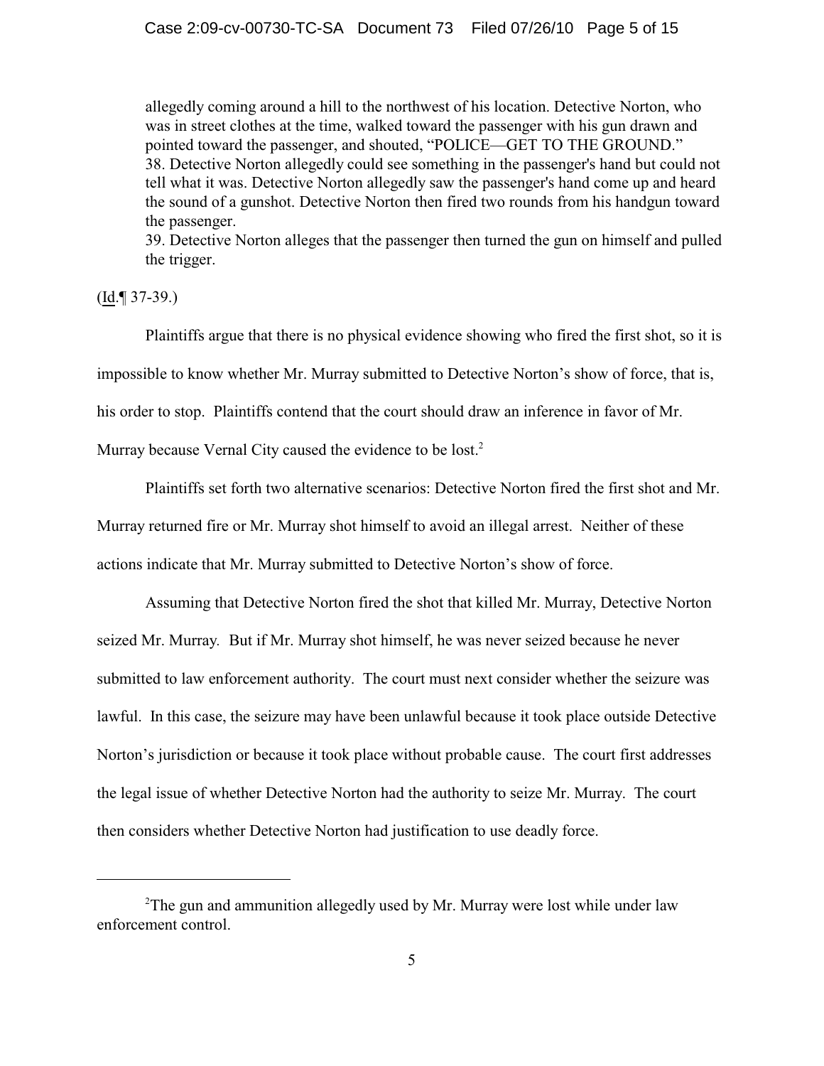> allegedly coming around a hill to the northwest of his location. Detective Norton, who was in street clothes at the time, walked toward the passenger with his gun drawn and pointed toward the passenger, and shouted, "POLICE—GET TO THE GROUND."
> 38. Detective Norton allegedly could see something in the passenger's hand but could not tell what it was. Detective Norton allegedly saw the passenger's hand come up and heard the sound of a gunshot. Detective Norton then fired two rounds from his handgun toward the passenger.
> 39. Detective Norton alleges that the passenger then turned the gun on himself and pulled the trigger.

(Id.¶ 37-39.)

Plaintiffs argue that there is no physical evidence showing who fired the first shot, so it is impossible to know whether Mr. Murray submitted to Detective Norton's show of force, that is, his order to stop. Plaintiffs contend that the court should draw an inference in favor of Mr. Murray because Vernal City caused the evidence to be lost.[2]

Plaintiffs set forth two alternative scenarios: Detective Norton fired the first shot and Mr. Murray returned fire or Mr. Murray shot himself to avoid an illegal arrest. Neither of these actions indicate that Mr. Murray submitted to Detective Norton's show of force.

Assuming that Detective Norton fired the shot that killed Mr. Murray, Detective Norton seized Mr. Murray. But if Mr. Murray shot himself, he was never seized because he never submitted to law enforcement authority. The court must next consider whether the seizure was lawful. In this case, the seizure may have been unlawful because it took place outside Detective Norton's jurisdiction or because it took place without probable cause. The court first addresses the legal issue of whether Detective Norton had the authority to seize Mr. Murray. The court then considers whether Detective Norton had justification to use deadly force.

---

[2]The gun and ammunition allegedly used by Mr. Murray were lost while under law enforcement control.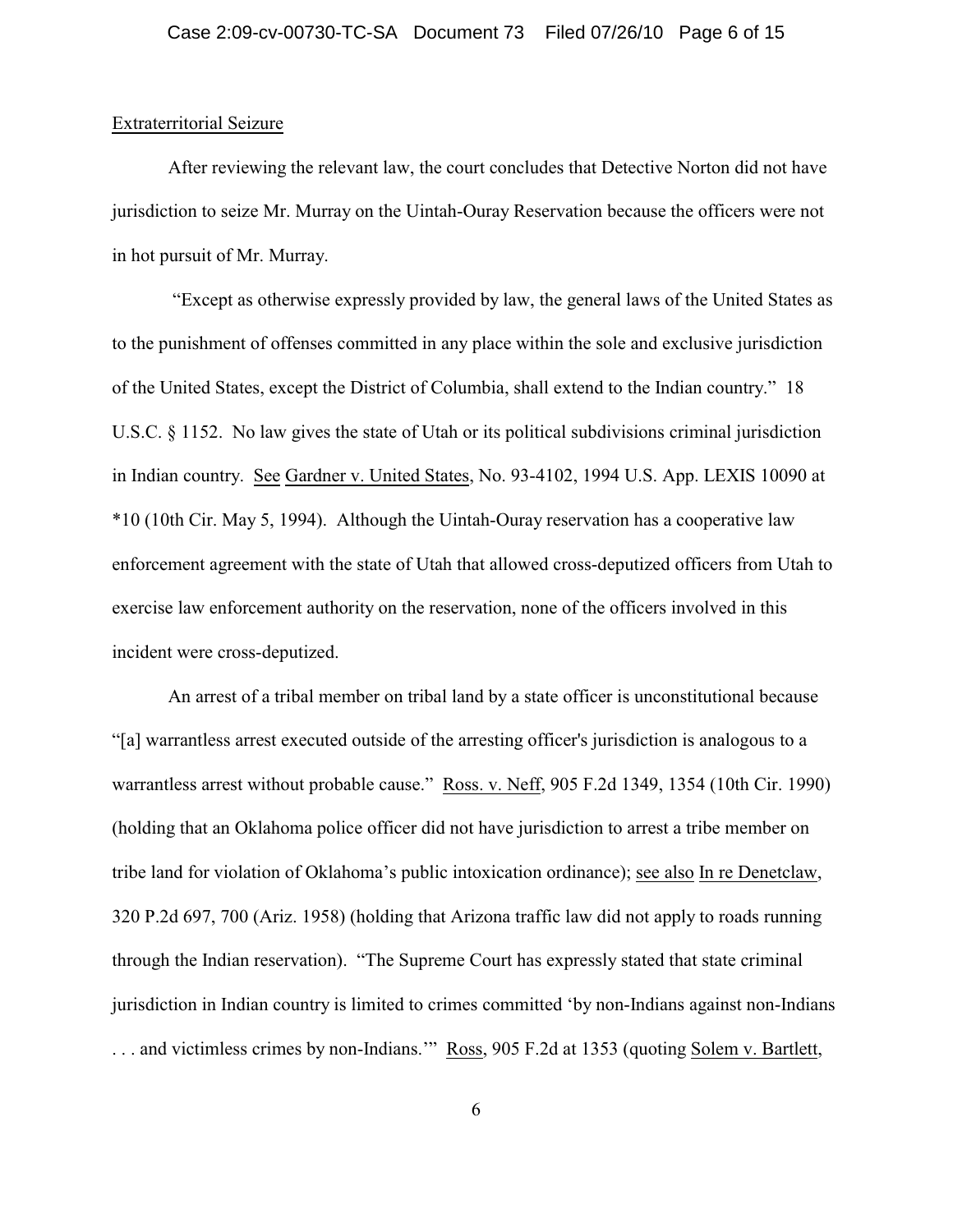<u>Extraterritorial Seizure</u>

After reviewing the relevant law, the court concludes that Detective Norton did not have jurisdiction to seize Mr. Murray on the Uintah-Ouray Reservation because the officers were not in hot pursuit of Mr. Murray.

"Except as otherwise expressly provided by law, the general laws of the United States as to the punishment of offenses committed in any place within the sole and exclusive jurisdiction of the United States, except the District of Columbia, shall extend to the Indian country." 18 U.S.C. § 1152. No law gives the state of Utah or its political subdivisions criminal jurisdiction in Indian country. <u>See</u> <u>Gardner v. United States</u>, No. 93-4102, 1994 U.S. App. LEXIS 10090 at *10 (10th Cir. May 5, 1994). Although the Uintah-Ouray reservation has a cooperative law enforcement agreement with the state of Utah that allowed cross-deputized officers from Utah to exercise law enforcement authority on the reservation, none of the officers involved in this incident were cross-deputized.

An arrest of a tribal member on tribal land by a state officer is unconstitutional because "[a] warrantless arrest executed outside of the arresting officer's jurisdiction is analogous to a warrantless arrest without probable cause." <u>Ross. v. Neff</u>, 905 F.2d 1349, 1354 (10th Cir. 1990) (holding that an Oklahoma police officer did not have jurisdiction to arrest a tribe member on tribe land for violation of Oklahoma's public intoxication ordinance); <u>see also</u> <u>In re Denetclaw</u>, 320 P.2d 697, 700 (Ariz. 1958) (holding that Arizona traffic law did not apply to roads running through the Indian reservation). "The Supreme Court has expressly stated that state criminal jurisdiction in Indian country is limited to crimes committed 'by non-Indians against non-Indians . . . and victimless crimes by non-Indians.'" <u>Ross</u>, 905 F.2d at 1353 (quoting <u>Solem v. Bartlett</u>,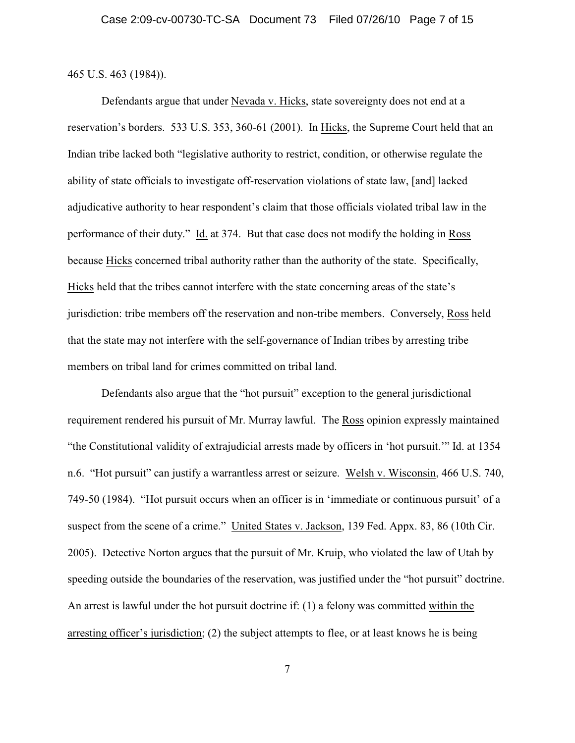465 U.S. 463 (1984)).

Defendants argue that under Nevada v. Hicks, state sovereignty does not end at a reservation's borders. 533 U.S. 353, 360-61 (2001). In Hicks, the Supreme Court held that an Indian tribe lacked both "legislative authority to restrict, condition, or otherwise regulate the ability of state officials to investigate off-reservation violations of state law, [and] lacked adjudicative authority to hear respondent's claim that those officials violated tribal law in the performance of their duty." Id. at 374. But that case does not modify the holding in Ross because Hicks concerned tribal authority rather than the authority of the state. Specifically, Hicks held that the tribes cannot interfere with the state concerning areas of the state's jurisdiction: tribe members off the reservation and non-tribe members. Conversely, Ross held that the state may not interfere with the self-governance of Indian tribes by arresting tribe members on tribal land for crimes committed on tribal land.

Defendants also argue that the "hot pursuit" exception to the general jurisdictional requirement rendered his pursuit of Mr. Murray lawful. The Ross opinion expressly maintained "the Constitutional validity of extrajudicial arrests made by officers in 'hot pursuit.'" Id. at 1354 n.6. "Hot pursuit" can justify a warrantless arrest or seizure. Welsh v. Wisconsin, 466 U.S. 740, 749-50 (1984). "Hot pursuit occurs when an officer is in 'immediate or continuous pursuit' of a suspect from the scene of a crime." United States v. Jackson, 139 Fed. Appx. 83, 86 (10th Cir. 2005). Detective Norton argues that the pursuit of Mr. Kruip, who violated the law of Utah by speeding outside the boundaries of the reservation, was justified under the "hot pursuit" doctrine. An arrest is lawful under the hot pursuit doctrine if: (1) a felony was committed <u>within the arresting officer's jurisdiction</u>; (2) the subject attempts to flee, or at least knows he is being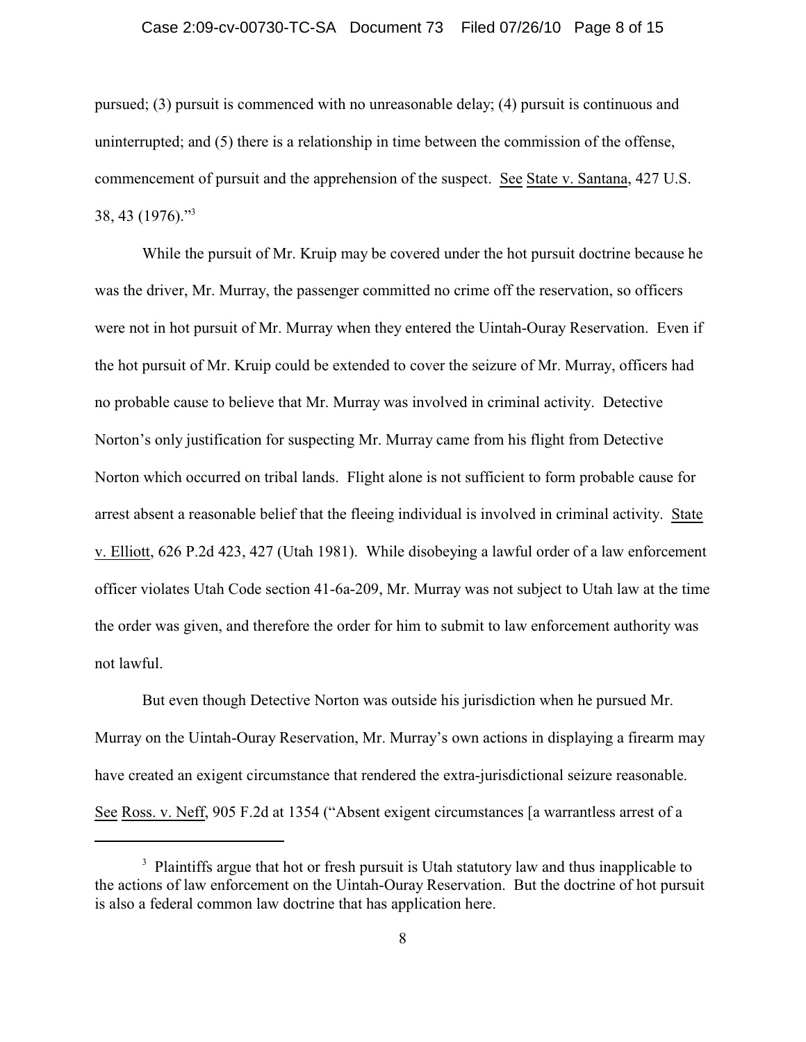pursued; (3) pursuit is commenced with no unreasonable delay; (4) pursuit is continuous and uninterrupted; and (5) there is a relationship in time between the commission of the offense, commencement of pursuit and the apprehension of the suspect. See State v. Santana, 427 U.S. 38, 43 (1976)."[3]

While the pursuit of Mr. Kruip may be covered under the hot pursuit doctrine because he was the driver, Mr. Murray, the passenger committed no crime off the reservation, so officers were not in hot pursuit of Mr. Murray when they entered the Uintah-Ouray Reservation. Even if the hot pursuit of Mr. Kruip could be extended to cover the seizure of Mr. Murray, officers had no probable cause to believe that Mr. Murray was involved in criminal activity. Detective Norton's only justification for suspecting Mr. Murray came from his flight from Detective Norton which occurred on tribal lands. Flight alone is not sufficient to form probable cause for arrest absent a reasonable belief that the fleeing individual is involved in criminal activity. State v. Elliott, 626 P.2d 423, 427 (Utah 1981). While disobeying a lawful order of a law enforcement officer violates Utah Code section 41-6a-209, Mr. Murray was not subject to Utah law at the time the order was given, and therefore the order for him to submit to law enforcement authority was not lawful.

But even though Detective Norton was outside his jurisdiction when he pursued Mr. Murray on the Uintah-Ouray Reservation, Mr. Murray's own actions in displaying a firearm may have created an exigent circumstance that rendered the extra-jurisdictional seizure reasonable. See Ross. v. Neff, 905 F.2d at 1354 ("Absent exigent circumstances [a warrantless arrest of a

---

[3] Plaintiffs argue that hot or fresh pursuit is Utah statutory law and thus inapplicable to the actions of law enforcement on the Uintah-Ouray Reservation. But the doctrine of hot pursuit is also a federal common law doctrine that has application here.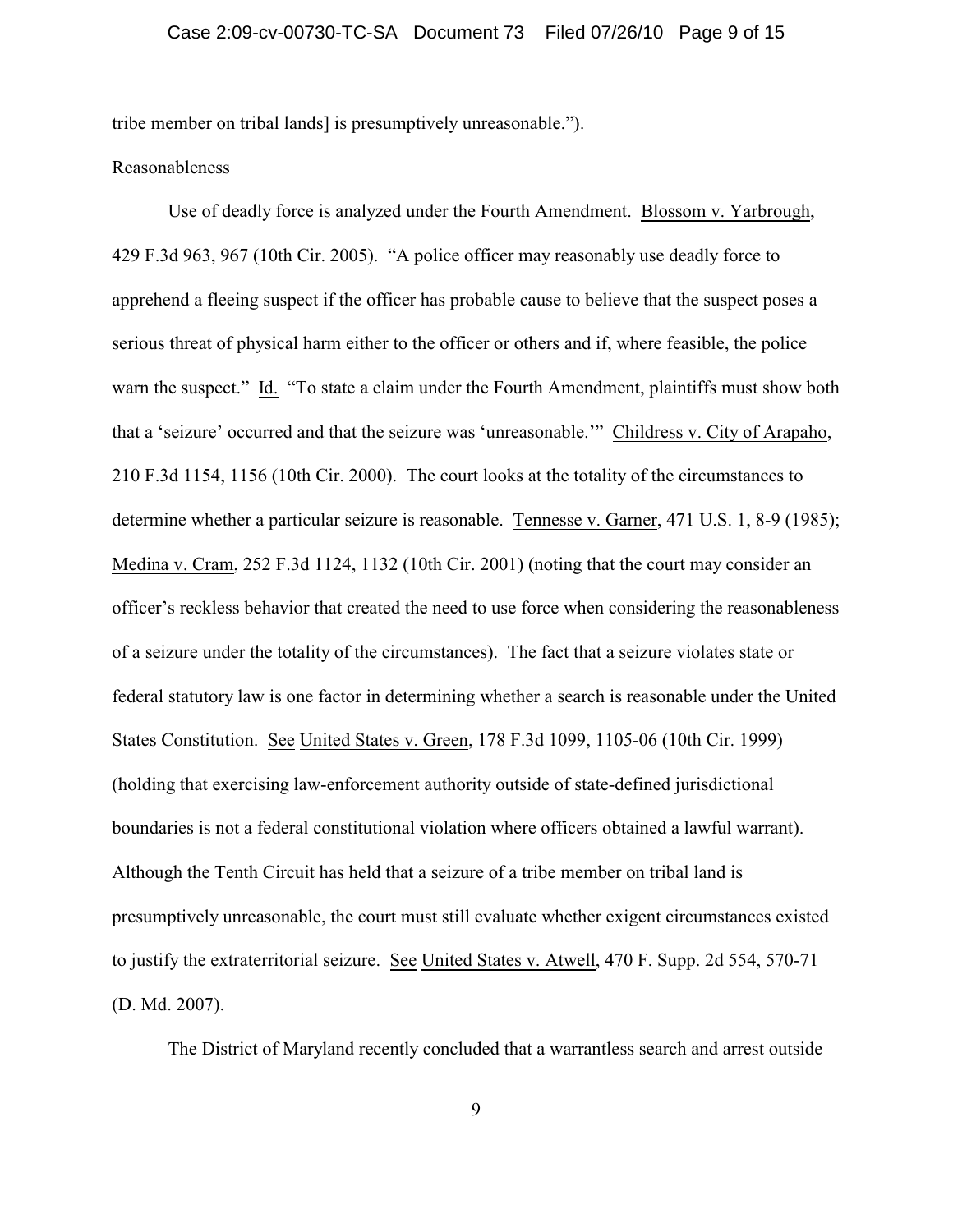tribe member on tribal lands] is presumptively unreasonable.").

Reasonableness

Use of deadly force is analyzed under the Fourth Amendment. Blossom v. Yarbrough, 429 F.3d 963, 967 (10th Cir. 2005). "A police officer may reasonably use deadly force to apprehend a fleeing suspect if the officer has probable cause to believe that the suspect poses a serious threat of physical harm either to the officer or others and if, where feasible, the police warn the suspect." Id. "To state a claim under the Fourth Amendment, plaintiffs must show both that a 'seizure' occurred and that the seizure was 'unreasonable.'" Childress v. City of Arapaho, 210 F.3d 1154, 1156 (10th Cir. 2000). The court looks at the totality of the circumstances to determine whether a particular seizure is reasonable. Tennesse v. Garner, 471 U.S. 1, 8-9 (1985); Medina v. Cram, 252 F.3d 1124, 1132 (10th Cir. 2001) (noting that the court may consider an officer's reckless behavior that created the need to use force when considering the reasonableness of a seizure under the totality of the circumstances). The fact that a seizure violates state or federal statutory law is one factor in determining whether a search is reasonable under the United States Constitution. See United States v. Green, 178 F.3d 1099, 1105-06 (10th Cir. 1999) (holding that exercising law-enforcement authority outside of state-defined jurisdictional boundaries is not a federal constitutional violation where officers obtained a lawful warrant). Although the Tenth Circuit has held that a seizure of a tribe member on tribal land is presumptively unreasonable, the court must still evaluate whether exigent circumstances existed to justify the extraterritorial seizure. See United States v. Atwell, 470 F. Supp. 2d 554, 570-71 (D. Md. 2007).

The District of Maryland recently concluded that a warrantless search and arrest outside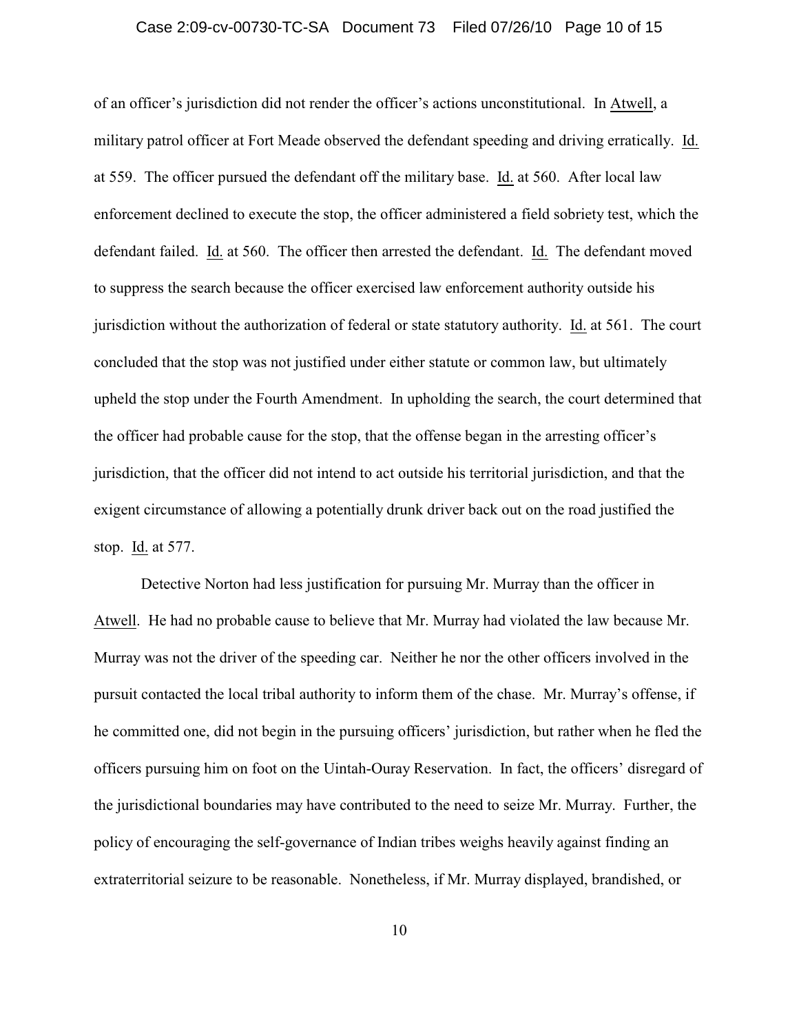of an officer's jurisdiction did not render the officer's actions unconstitutional. In Atwell, a military patrol officer at Fort Meade observed the defendant speeding and driving erratically. Id. at 559. The officer pursued the defendant off the military base. Id. at 560. After local law enforcement declined to execute the stop, the officer administered a field sobriety test, which the defendant failed. Id. at 560. The officer then arrested the defendant. Id. The defendant moved to suppress the search because the officer exercised law enforcement authority outside his jurisdiction without the authorization of federal or state statutory authority. Id. at 561. The court concluded that the stop was not justified under either statute or common law, but ultimately upheld the stop under the Fourth Amendment. In upholding the search, the court determined that the officer had probable cause for the stop, that the offense began in the arresting officer's jurisdiction, that the officer did not intend to act outside his territorial jurisdiction, and that the exigent circumstance of allowing a potentially drunk driver back out on the road justified the stop. Id. at 577.

Detective Norton had less justification for pursuing Mr. Murray than the officer in Atwell. He had no probable cause to believe that Mr. Murray had violated the law because Mr. Murray was not the driver of the speeding car. Neither he nor the other officers involved in the pursuit contacted the local tribal authority to inform them of the chase. Mr. Murray's offense, if he committed one, did not begin in the pursuing officers' jurisdiction, but rather when he fled the officers pursuing him on foot on the Uintah-Ouray Reservation. In fact, the officers' disregard of the jurisdictional boundaries may have contributed to the need to seize Mr. Murray. Further, the policy of encouraging the self-governance of Indian tribes weighs heavily against finding an extraterritorial seizure to be reasonable. Nonetheless, if Mr. Murray displayed, brandished, or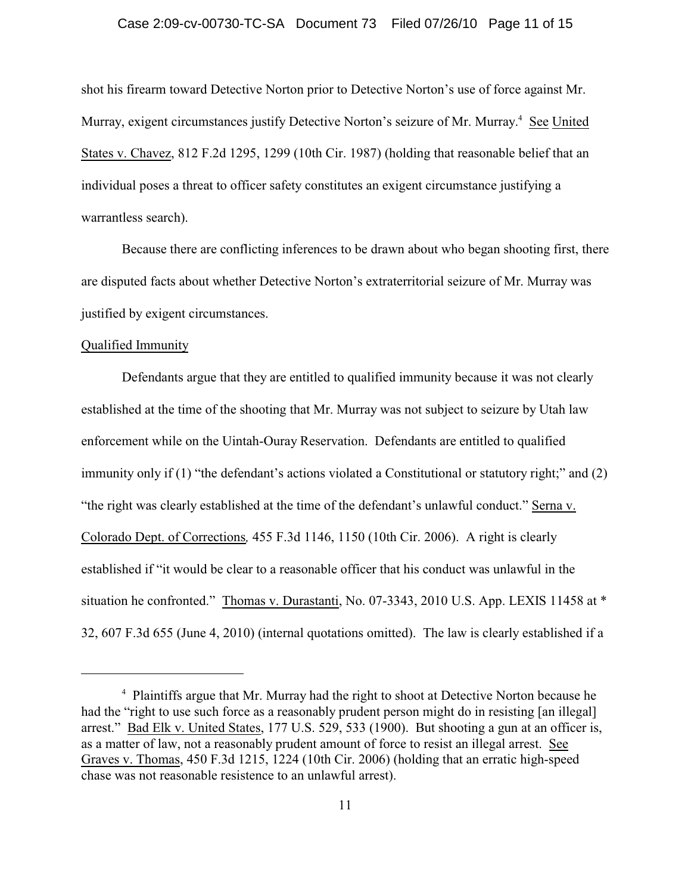shot his firearm toward Detective Norton prior to Detective Norton's use of force against Mr. Murray, exigent circumstances justify Detective Norton's seizure of Mr. Murray.[4] See United States v. Chavez, 812 F.2d 1295, 1299 (10th Cir. 1987) (holding that reasonable belief that an individual poses a threat to officer safety constitutes an exigent circumstance justifying a warrantless search).

Because there are conflicting inferences to be drawn about who began shooting first, there are disputed facts about whether Detective Norton's extraterritorial seizure of Mr. Murray was justified by exigent circumstances.

Qualified Immunity

Defendants argue that they are entitled to qualified immunity because it was not clearly established at the time of the shooting that Mr. Murray was not subject to seizure by Utah law enforcement while on the Uintah-Ouray Reservation. Defendants are entitled to qualified immunity only if (1) "the defendant's actions violated a Constitutional or statutory right;" and (2) "the right was clearly established at the time of the defendant's unlawful conduct." Serna v. Colorado Dept. of Corrections, 455 F.3d 1146, 1150 (10th Cir. 2006). A right is clearly established if "it would be clear to a reasonable officer that his conduct was unlawful in the situation he confronted." Thomas v. Durastanti, No. 07-3343, 2010 U.S. App. LEXIS 11458 at * 32, 607 F.3d 655 (June 4, 2010) (internal quotations omitted). The law is clearly established if a

---

[4] Plaintiffs argue that Mr. Murray had the right to shoot at Detective Norton because he had the "right to use such force as a reasonably prudent person might do in resisting [an illegal] arrest." Bad Elk v. United States, 177 U.S. 529, 533 (1900). But shooting a gun at an officer is, as a matter of law, not a reasonably prudent amount of force to resist an illegal arrest. See Graves v. Thomas, 450 F.3d 1215, 1224 (10th Cir. 2006) (holding that an erratic high-speed chase was not reasonable resistence to an unlawful arrest).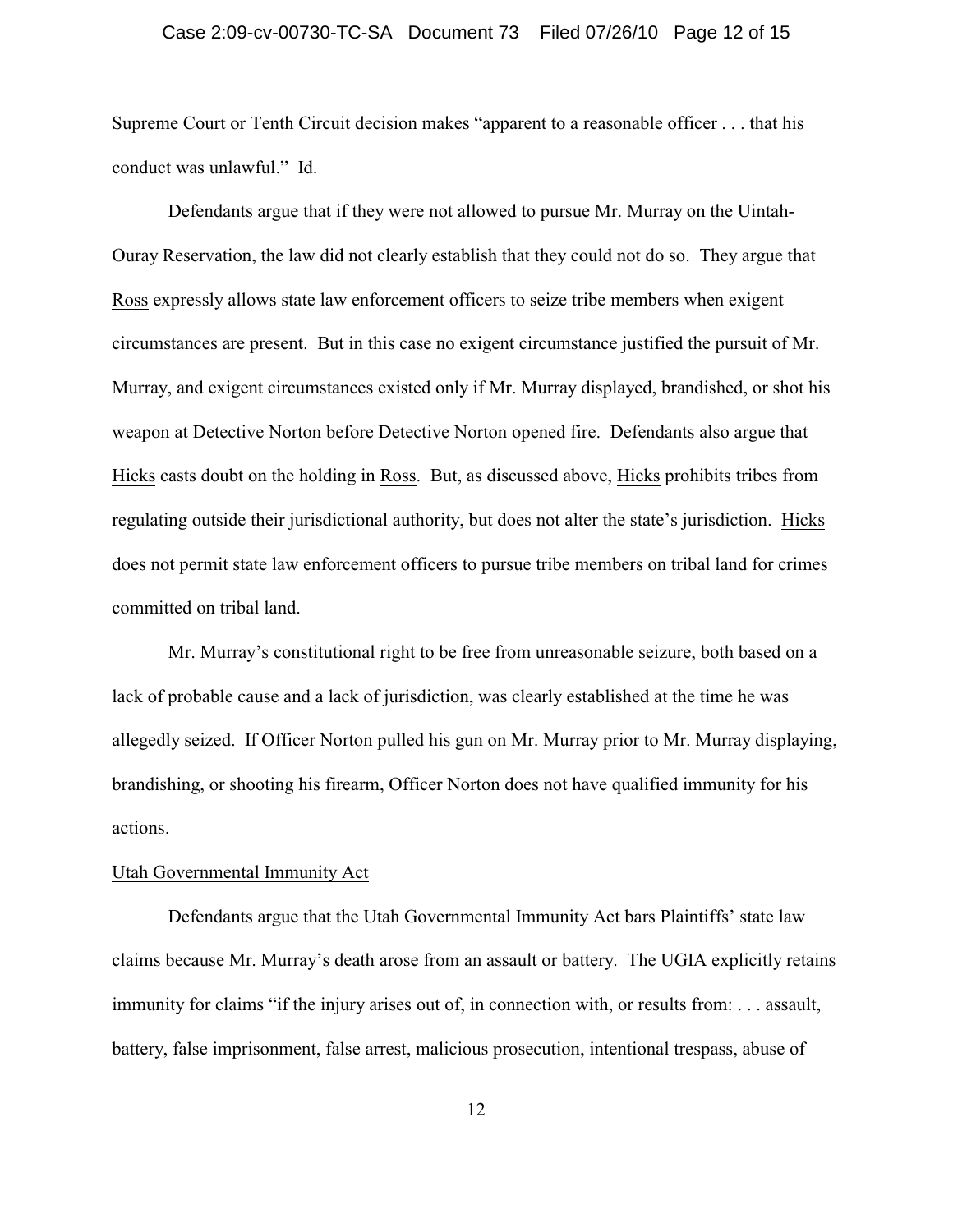Supreme Court or Tenth Circuit decision makes "apparent to a reasonable officer . . . that his conduct was unlawful." Id.

Defendants argue that if they were not allowed to pursue Mr. Murray on the Uintah-Ouray Reservation, the law did not clearly establish that they could not do so. They argue that Ross expressly allows state law enforcement officers to seize tribe members when exigent circumstances are present. But in this case no exigent circumstance justified the pursuit of Mr. Murray, and exigent circumstances existed only if Mr. Murray displayed, brandished, or shot his weapon at Detective Norton before Detective Norton opened fire. Defendants also argue that Hicks casts doubt on the holding in Ross. But, as discussed above, Hicks prohibits tribes from regulating outside their jurisdictional authority, but does not alter the state's jurisdiction. Hicks does not permit state law enforcement officers to pursue tribe members on tribal land for crimes committed on tribal land.

Mr. Murray's constitutional right to be free from unreasonable seizure, both based on a lack of probable cause and a lack of jurisdiction, was clearly established at the time he was allegedly seized. If Officer Norton pulled his gun on Mr. Murray prior to Mr. Murray displaying, brandishing, or shooting his firearm, Officer Norton does not have qualified immunity for his actions.

Utah Governmental Immunity Act

Defendants argue that the Utah Governmental Immunity Act bars Plaintiffs' state law claims because Mr. Murray's death arose from an assault or battery. The UGIA explicitly retains immunity for claims "if the injury arises out of, in connection with, or results from: . . . assault, battery, false imprisonment, false arrest, malicious prosecution, intentional trespass, abuse of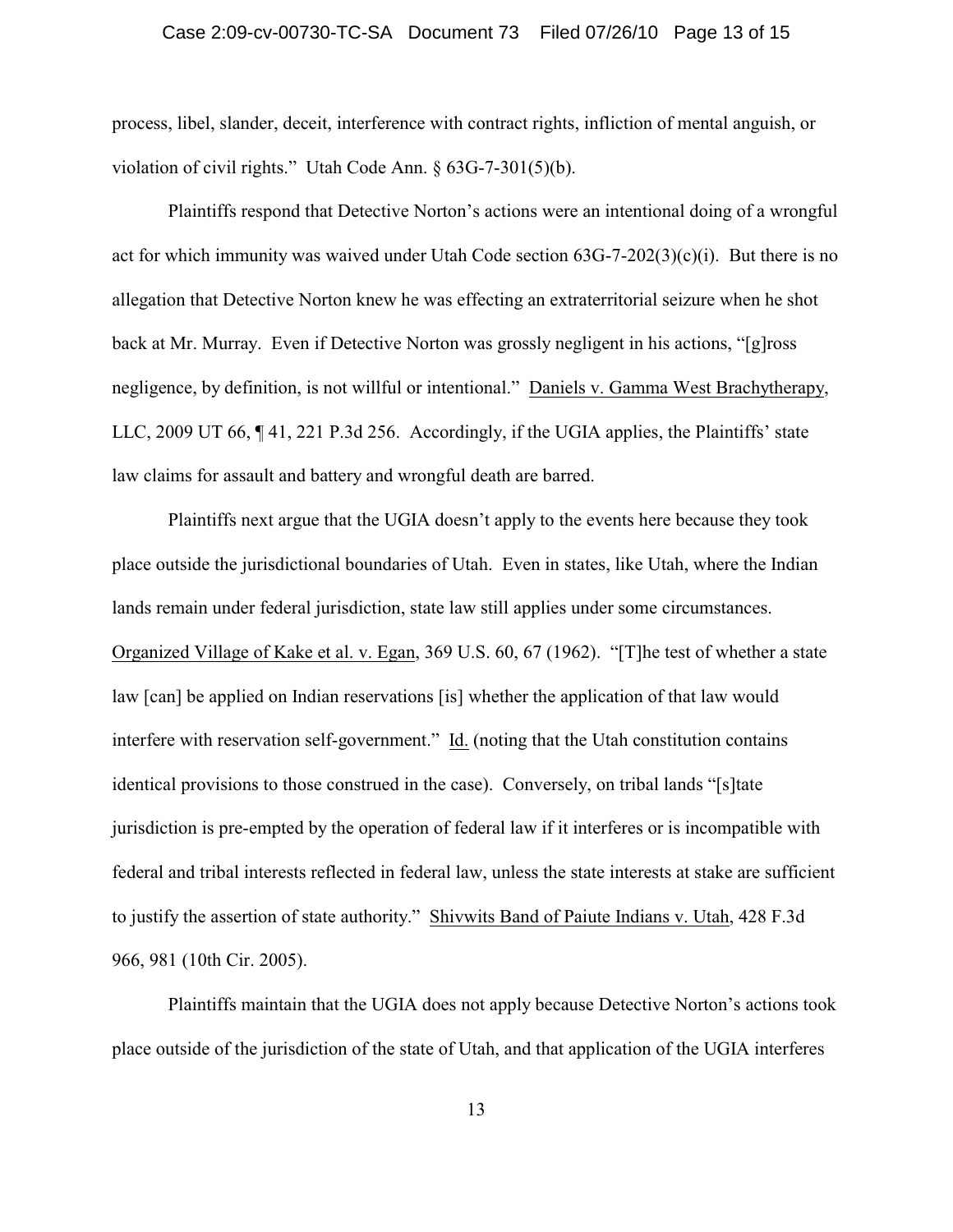process, libel, slander, deceit, interference with contract rights, infliction of mental anguish, or violation of civil rights." Utah Code Ann. § 63G-7-301(5)(b).

Plaintiffs respond that Detective Norton's actions were an intentional doing of a wrongful act for which immunity was waived under Utah Code section 63G-7-202(3)(c)(i). But there is no allegation that Detective Norton knew he was effecting an extraterritorial seizure when he shot back at Mr. Murray. Even if Detective Norton was grossly negligent in his actions, "[g]ross negligence, by definition, is not willful or intentional." Daniels v. Gamma West Brachytherapy, LLC, 2009 UT 66, ¶ 41, 221 P.3d 256. Accordingly, if the UGIA applies, the Plaintiffs' state law claims for assault and battery and wrongful death are barred.

Plaintiffs next argue that the UGIA doesn't apply to the events here because they took place outside the jurisdictional boundaries of Utah. Even in states, like Utah, where the Indian lands remain under federal jurisdiction, state law still applies under some circumstances. Organized Village of Kake et al. v. Egan, 369 U.S. 60, 67 (1962). "[T]he test of whether a state law [can] be applied on Indian reservations [is] whether the application of that law would interfere with reservation self-government." Id. (noting that the Utah constitution contains identical provisions to those construed in the case). Conversely, on tribal lands "[s]tate jurisdiction is pre-empted by the operation of federal law if it interferes or is incompatible with federal and tribal interests reflected in federal law, unless the state interests at stake are sufficient to justify the assertion of state authority." Shivwits Band of Paiute Indians v. Utah, 428 F.3d 966, 981 (10th Cir. 2005).

Plaintiffs maintain that the UGIA does not apply because Detective Norton's actions took place outside of the jurisdiction of the state of Utah, and that application of the UGIA interferes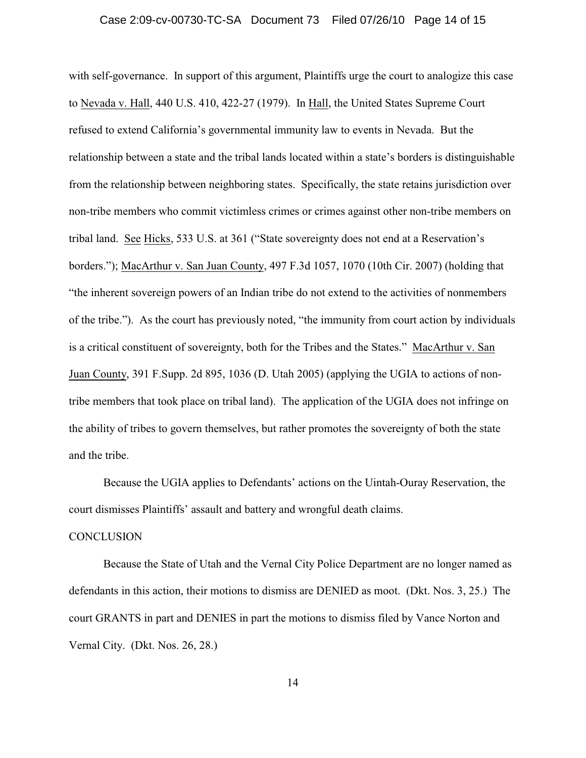with self-governance. In support of this argument, Plaintiffs urge the court to analogize this case to Nevada v. Hall, 440 U.S. 410, 422-27 (1979). In Hall, the United States Supreme Court refused to extend California's governmental immunity law to events in Nevada. But the relationship between a state and the tribal lands located within a state's borders is distinguishable from the relationship between neighboring states. Specifically, the state retains jurisdiction over non-tribe members who commit victimless crimes or crimes against other non-tribe members on tribal land. See Hicks, 533 U.S. at 361 ("State sovereignty does not end at a Reservation's borders."); MacArthur v. San Juan County, 497 F.3d 1057, 1070 (10th Cir. 2007) (holding that "the inherent sovereign powers of an Indian tribe do not extend to the activities of nonmembers of the tribe."). As the court has previously noted, "the immunity from court action by individuals is a critical constituent of sovereignty, both for the Tribes and the States." MacArthur v. San Juan County, 391 F.Supp. 2d 895, 1036 (D. Utah 2005) (applying the UGIA to actions of non-tribe members that took place on tribal land). The application of the UGIA does not infringe on the ability of tribes to govern themselves, but rather promotes the sovereignty of both the state and the tribe.

Because the UGIA applies to Defendants' actions on the Uintah-Ouray Reservation, the court dismisses Plaintiffs' assault and battery and wrongful death claims.

## CONCLUSION

Because the State of Utah and the Vernal City Police Department are no longer named as defendants in this action, their motions to dismiss are DENIED as moot. (Dkt. Nos. 3, 25.) The court GRANTS in part and DENIES in part the motions to dismiss filed by Vance Norton and Vernal City. (Dkt. Nos. 26, 28.)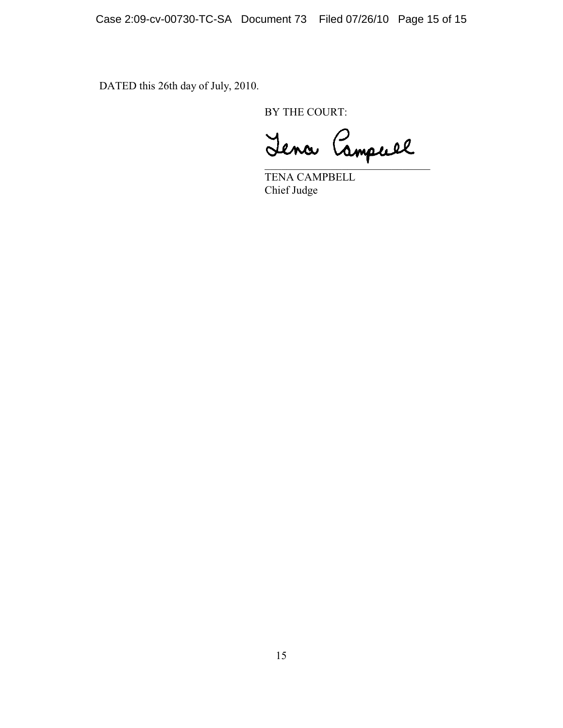DATED this 26th day of July, 2010.

BY THE COURT:

TENA CAMPBELL
Chief Judge